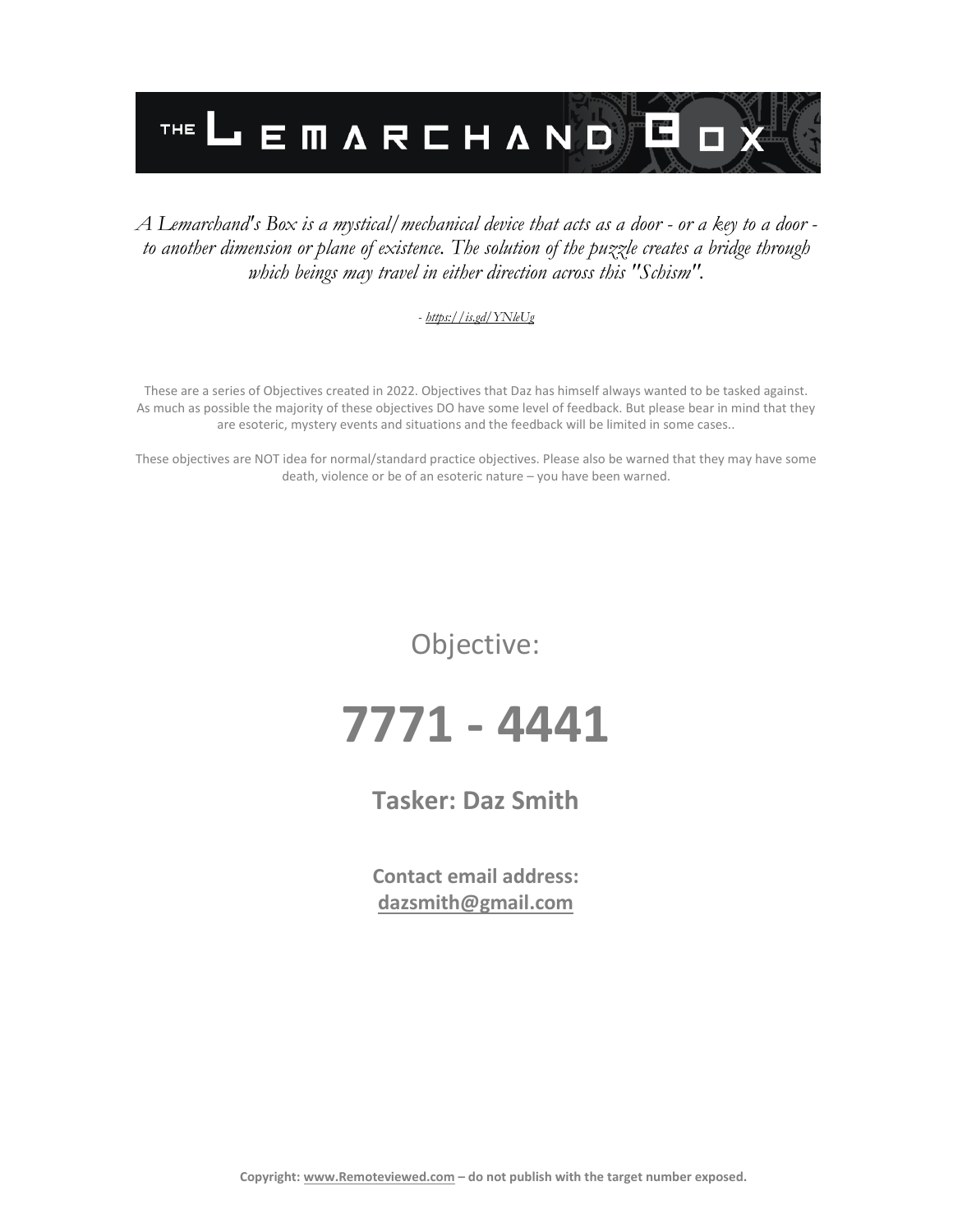# THE LEMARCHAND BOX

*A Lemarchand's Box is a mystical/mechanical device that acts as a door - or a key to a door - to another dimension or plane of existence. The solution of the puzzle creates a bridge through which beings may travel in either direction across this "Schism".*

*- https://is.gd/YNleUg*

These are a series of Objectives created in 2022. Objectives that Daz has himself always wanted to be tasked against. As much as possible the majority of these objectives DO have some level of feedback. But please bear in mind that they are esoteric, mystery events and situations and the feedback will be limited in some cases..

These objectives are NOT idea for normal/standard practice objectives. Please also be warned that they may have some death, violence or be of an esoteric nature – you have been warned.

Objective:

# 7771 - 4441

**Tasker: Daz Smith**

**Contact email address:**
**dazsmith@gmail.com**

**Copyright: www.Remoteviewed.com – do not publish with the target number exposed.**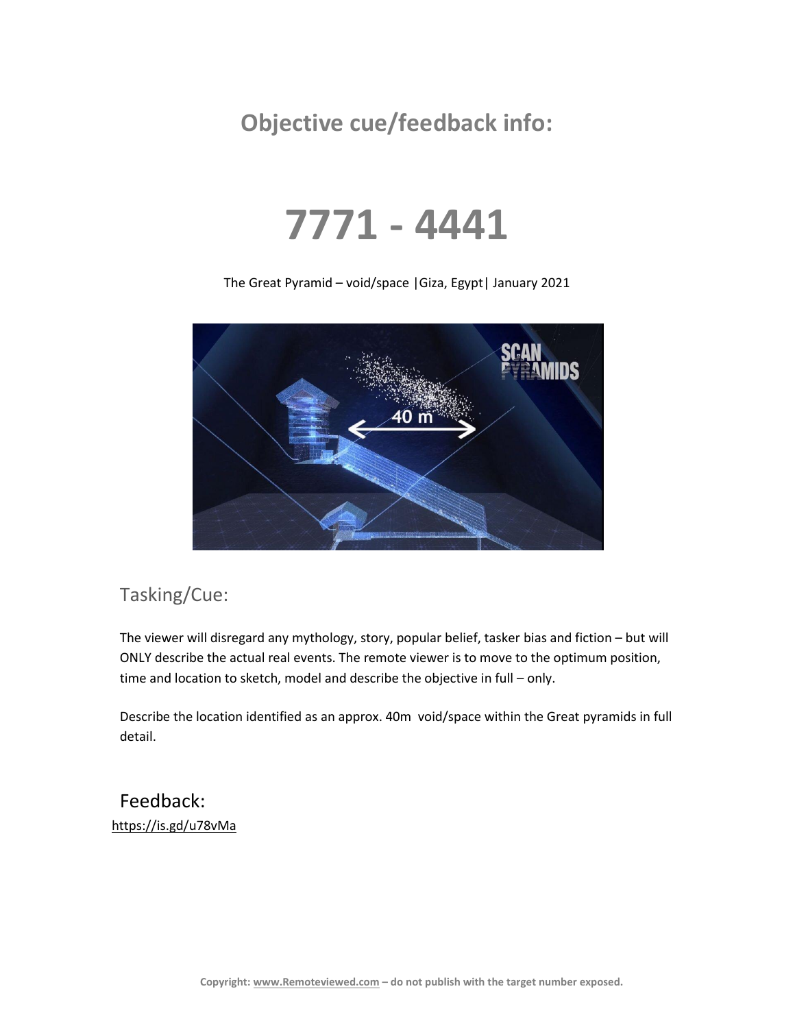## Objective cue/feedback info:

# 7771 - 4441

The Great Pyramid – void/space |Giza, Egypt| January 2021

SCAN PYRAMIDS

40 m

## Tasking/Cue:

The viewer will disregard any mythology, story, popular belief, tasker bias and fiction – but will ONLY describe the actual real events. The remote viewer is to move to the optimum position, time and location to sketch, model and describe the objective in full – only.

Describe the location identified as an approx. 40m void/space within the Great pyramids in full detail.

## Feedback:

https://is.gd/u78vMa

**Copyright: www.Remoteviewed.com – do not publish with the target number exposed.**